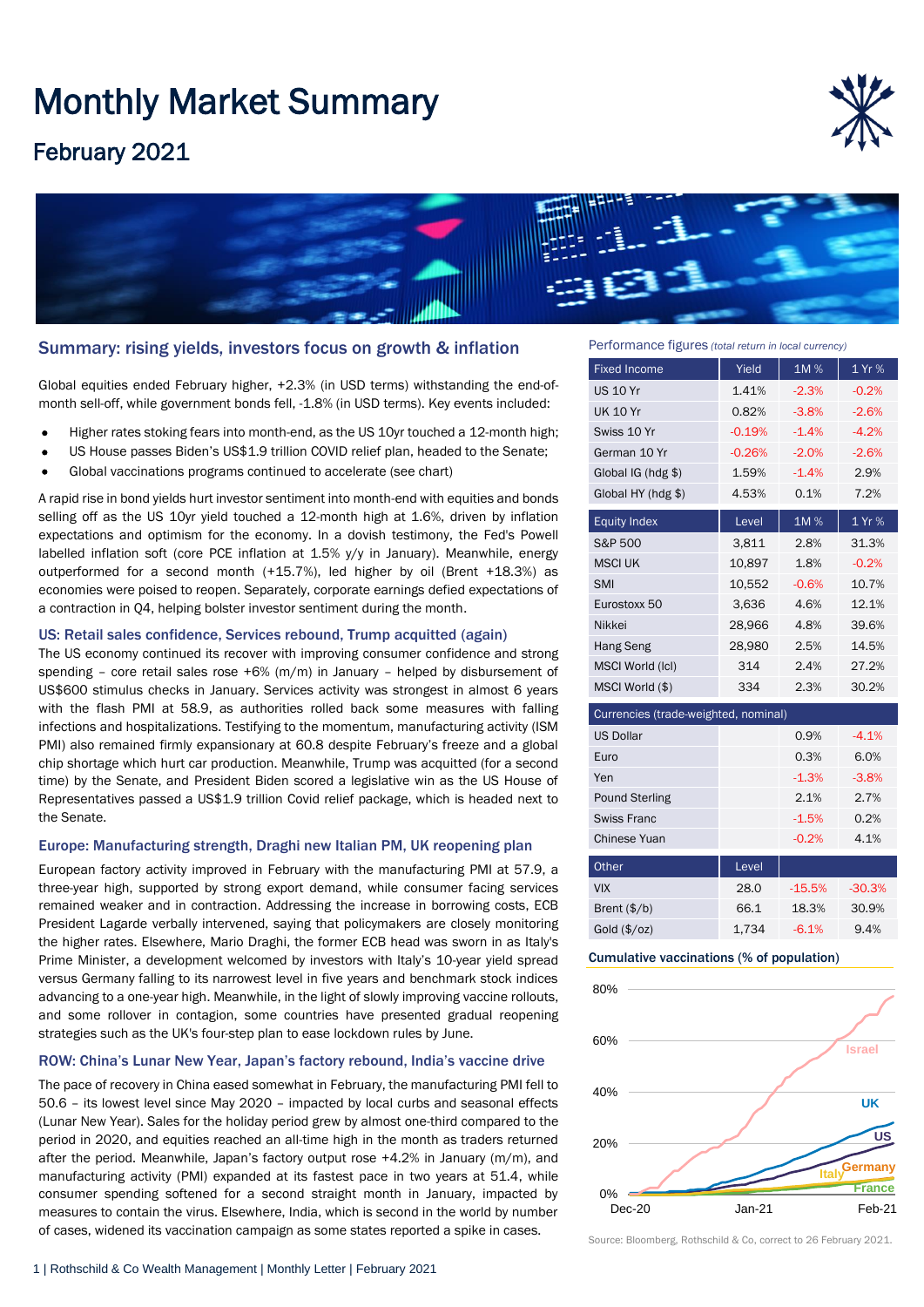# Monthly Market Summary

## February 2021

### Summary: rising yields, investors focus on growth & inflation

Global equities ended February higher, +2.3% (in USD terms) withstanding the end-of-month sell-off, while government bonds fell, -1.8% (in USD terms). Key events included:

- Higher rates stoking fears into month-end, as the US 10yr touched a 12-month high;
- US House passes Biden's US$1.9 trillion COVID relief plan, headed to the Senate;
- Global vaccinations programs continued to accelerate (see chart)

A rapid rise in bond yields hurt investor sentiment into month-end with equities and bonds selling off as the US 10yr yield touched a 12-month high at 1.6%, driven by inflation expectations and optimism for the economy. In a dovish testimony, the Fed's Powell labelled inflation soft (core PCE inflation at 1.5% y/y in January). Meanwhile, energy outperformed for a second month (+15.7%), led higher by oil (Brent +18.3%) as economies were poised to reopen. Separately, corporate earnings defied expectations of a contraction in Q4, helping bolster investor sentiment during the month.

### US: Retail sales confidence, Services rebound, Trump acquitted (again)

The US economy continued its recover with improving consumer confidence and strong spending – core retail sales rose +6% (m/m) in January – helped by disbursement of US$600 stimulus checks in January. Services activity was strongest in almost 6 years with the flash PMI at 58.9, as authorities rolled back some measures with falling infections and hospitalizations. Testifying to the momentum, manufacturing activity (ISM PMI) also remained firmly expansionary at 60.8 despite February's freeze and a global chip shortage which hurt car production. Meanwhile, Trump was acquitted (for a second time) by the Senate, and President Biden scored a legislative win as the US House of Representatives passed a US$1.9 trillion Covid relief package, which is headed next to the Senate.

### Europe: Manufacturing strength, Draghi new Italian PM, UK reopening plan

European factory activity improved in February with the manufacturing PMI at 57.9, a three-year high, supported by strong export demand, while consumer facing services remained weaker and in contraction. Addressing the increase in borrowing costs, ECB President Lagarde verbally intervened, saying that policymakers are closely monitoring the higher rates. Elsewhere, Mario Draghi, the former ECB head was sworn in as Italy's Prime Minister, a development welcomed by investors with Italy's 10-year yield spread versus Germany falling to its narrowest level in five years and benchmark stock indices advancing to a one-year high. Meanwhile, in the light of slowly improving vaccine rollouts, and some rollover in contagion, some countries have presented gradual reopening strategies such as the UK's four-step plan to ease lockdown rules by June.

### ROW: China's Lunar New Year, Japan's factory rebound, India's vaccine drive

The pace of recovery in China eased somewhat in February, the manufacturing PMI fell to 50.6 – its lowest level since May 2020 – impacted by local curbs and seasonal effects (Lunar New Year). Sales for the holiday period grew by almost one-third compared to the period in 2020, and equities reached an all-time high in the month as traders returned after the period. Meanwhile, Japan's factory output rose +4.2% in January (m/m), and manufacturing activity (PMI) expanded at its fastest pace in two years at 51.4, while consumer spending softened for a second straight month in January, impacted by measures to contain the virus. Elsewhere, India, which is second in the world by number of cases, widened its vaccination campaign as some states reported a spike in cases.

### Performance figures *(total return in local currency)*

| Fixed Income | Yield | 1M % | 1 Yr % |
|---|---|---|---|
| US 10 Yr | 1.41% | -2.3% | -0.2% |
| UK 10 Yr | 0.82% | -3.8% | -2.6% |
| Swiss 10 Yr | -0.19% | -1.4% | -4.2% |
| German 10 Yr | -0.26% | -2.0% | -2.6% |
| Global IG (hdg $) | 1.59% | -1.4% | 2.9% |
| Global HY (hdg $) | 4.53% | 0.1% | 7.2% |
| **Equity Index** | **Level** | **1M %** | **1 Yr %** |
| S&P 500 | 3,811 | 2.8% | 31.3% |
| MSCI UK | 10,897 | 1.8% | -0.2% |
| SMI | 10,552 | -0.6% | 10.7% |
| Eurostoxx 50 | 3,636 | 4.6% | 12.1% |
| Nikkei | 28,966 | 4.8% | 39.6% |
| Hang Seng | 28,980 | 2.5% | 14.5% |
| MSCI World (lcl) | 314 | 2.4% | 27.2% |
| MSCI World ($) | 334 | 2.3% | 30.2% |
| **Currencies (trade-weighted, nominal)** | | | |
| US Dollar | | 0.9% | -4.1% |
| Euro | | 0.3% | 6.0% |
| Yen | | -1.3% | -3.8% |
| Pound Sterling | | 2.1% | 2.7% |
| Swiss Franc | | -1.5% | 0.2% |
| Chinese Yuan | | -0.2% | 4.1% |
| **Other** | **Level** | | |
| VIX | 28.0 | -15.5% | -30.3% |
| Brent ($/b) | 66.1 | 18.3% | 30.9% |
| Gold ($/oz) | 1,734 | -6.1% | 9.4% |

### Cumulative vaccinations (% of population)

Source: Bloomberg, Rothschild & Co, correct to 26 February 2021.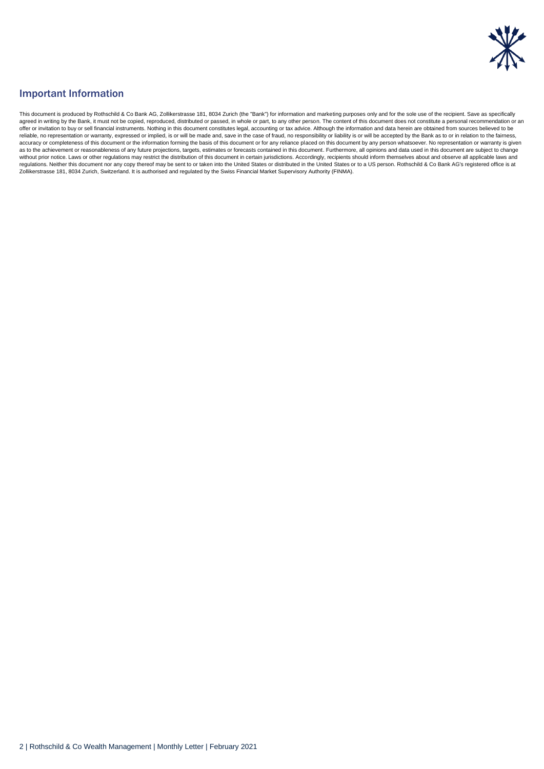## Important Information

This document is produced by Rothschild & Co Bank AG, Zollikerstrasse 181, 8034 Zurich (the "Bank") for information and marketing purposes only and for the sole use of the recipient. Save as specifically agreed in writing by the Bank, it must not be copied, reproduced, distributed or passed, in whole or part, to any other person. The content of this document does not constitute a personal recommendation or an offer or invitation to buy or sell financial instruments. Nothing in this document constitutes legal, accounting or tax advice. Although the information and data herein are obtained from sources believed to be reliable, no representation or warranty, expressed or implied, is or will be made and, save in the case of fraud, no responsibility or liability is or will be accepted by the Bank as to or in relation to the fairness, accuracy or completeness of this document or the information forming the basis of this document or for any reliance placed on this document by any person whatsoever. No representation or warranty is given as to the achievement or reasonableness of any future projections, targets, estimates or forecasts contained in this document. Furthermore, all opinions and data used in this document are subject to change without prior notice. Laws or other regulations may restrict the distribution of this document in certain jurisdictions. Accordingly, recipients should inform themselves about and observe all applicable laws and regulations. Neither this document nor any copy thereof may be sent to or taken into the United States or distributed in the United States or to a US person. Rothschild & Co Bank AG's registered office is at Zollikerstrasse 181, 8034 Zurich, Switzerland. It is authorised and regulated by the Swiss Financial Market Supervisory Authority (FINMA).